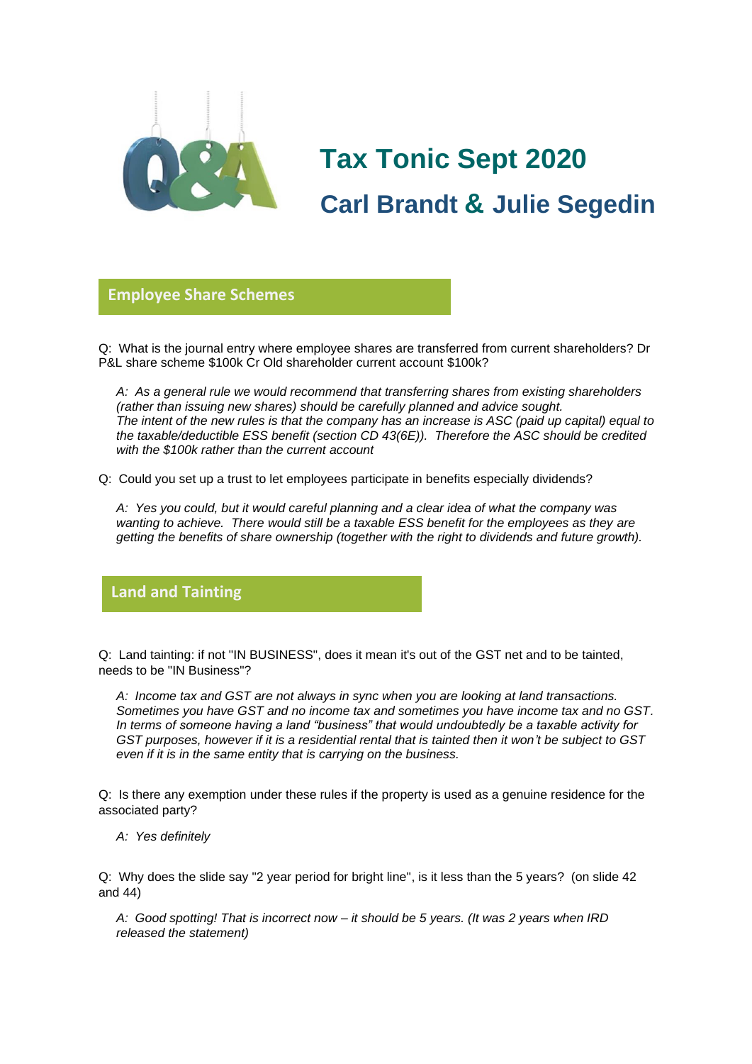# Tax Tonic Sept 2020

## Carl Brandt & Julie Segedin

## Employee Share Schemes

Q: What is the journal entry where employee shares are transferred from current shareholders? Dr P&L share scheme $100k Cr Old shareholder current account $100k?

> *A: As a general rule we would recommend that transferring shares from existing shareholders (rather than issuing new shares) should be carefully planned and advice sought. The intent of the new rules is that the company has an increase is ASC (paid up capital) equal to the taxable/deductible ESS benefit (section CD 43(6E)). Therefore the ASC should be credited with the $100k rather than the current account*

Q: Could you set up a trust to let employees participate in benefits especially dividends?

> *A: Yes you could, but it would careful planning and a clear idea of what the company was wanting to achieve. There would still be a taxable ESS benefit for the employees as they are getting the benefits of share ownership (together with the right to dividends and future growth).*

## Land and Tainting

Q: Land tainting: if not "IN BUSINESS", does it mean it's out of the GST net and to be tainted, needs to be "IN Business"?

> *A: Income tax and GST are not always in sync when you are looking at land transactions. Sometimes you have GST and no income tax and sometimes you have income tax and no GST. In terms of someone having a land "business" that would undoubtedly be a taxable activity for GST purposes, however if it is a residential rental that is tainted then it won't be subject to GST even if it is in the same entity that is carrying on the business.*

Q: Is there any exemption under these rules if the property is used as a genuine residence for the associated party?

> *A: Yes definitely*

Q: Why does the slide say "2 year period for bright line", is it less than the 5 years? (on slide 42 and 44)

> *A: Good spotting! That is incorrect now – it should be 5 years. (It was 2 years when IRD released the statement)*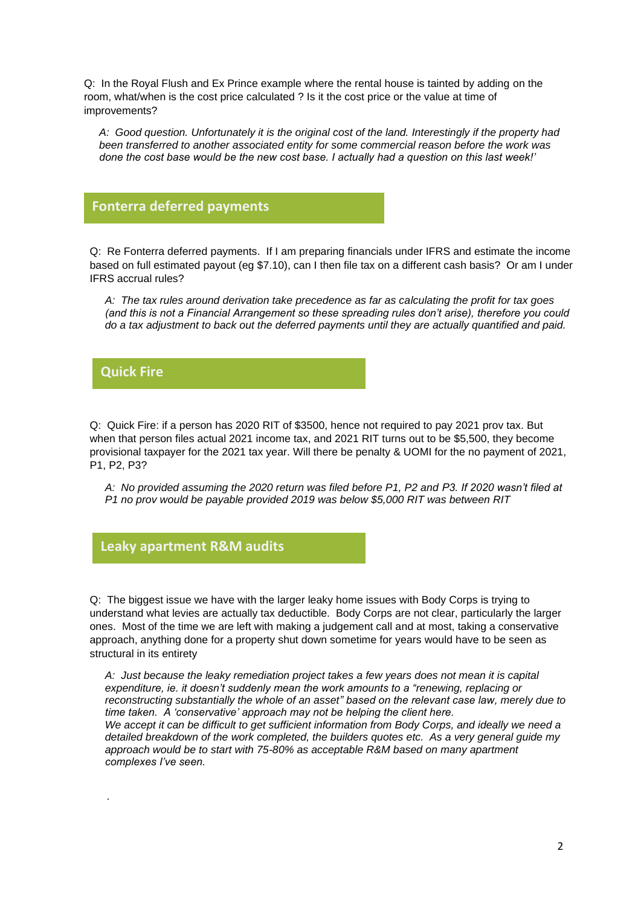Q: In the Royal Flush and Ex Prince example where the rental house is tainted by adding on the room, what/when is the cost price calculated ? Is it the cost price or the value at time of improvements?

*A: Good question. Unfortunately it is the original cost of the land. Interestingly if the property had been transferred to another associated entity for some commercial reason before the work was done the cost base would be the new cost base. I actually had a question on this last week!'*

## Fonterra deferred payments

Q: Re Fonterra deferred payments. If I am preparing financials under IFRS and estimate the income based on full estimated payout (eg $7.10), can I then file tax on a different cash basis? Or am I under IFRS accrual rules?

*A: The tax rules around derivation take precedence as far as calculating the profit for tax goes (and this is not a Financial Arrangement so these spreading rules don't arise), therefore you could do a tax adjustment to back out the deferred payments until they are actually quantified and paid.*

## Quick Fire

Q: Quick Fire: if a person has 2020 RIT of $3500, hence not required to pay 2021 prov tax. But when that person files actual 2021 income tax, and 2021 RIT turns out to be $5,500, they become provisional taxpayer for the 2021 tax year. Will there be penalty & UOMI for the no payment of 2021, P1, P2, P3?

*A: No provided assuming the 2020 return was filed before P1, P2 and P3. If 2020 wasn't filed at P1 no prov would be payable provided 2019 was below $5,000 RIT was between RIT*

## Leaky apartment R&M audits

Q: The biggest issue we have with the larger leaky home issues with Body Corps is trying to understand what levies are actually tax deductible. Body Corps are not clear, particularly the larger ones. Most of the time we are left with making a judgement call and at most, taking a conservative approach, anything done for a property shut down sometime for years would have to be seen as structural in its entirety

*A: Just because the leaky remediation project takes a few years does not mean it is capital expenditure, ie. it doesn't suddenly mean the work amounts to a "renewing, replacing or reconstructing substantially the whole of an asset" based on the relevant case law, merely due to time taken. A 'conservative' approach may not be helping the client here.*
*We accept it can be difficult to get sufficient information from Body Corps, and ideally we need a detailed breakdown of the work completed, the builders quotes etc. As a very general guide my approach would be to start with 75-80% as acceptable R&M based on many apartment complexes I've seen.*

.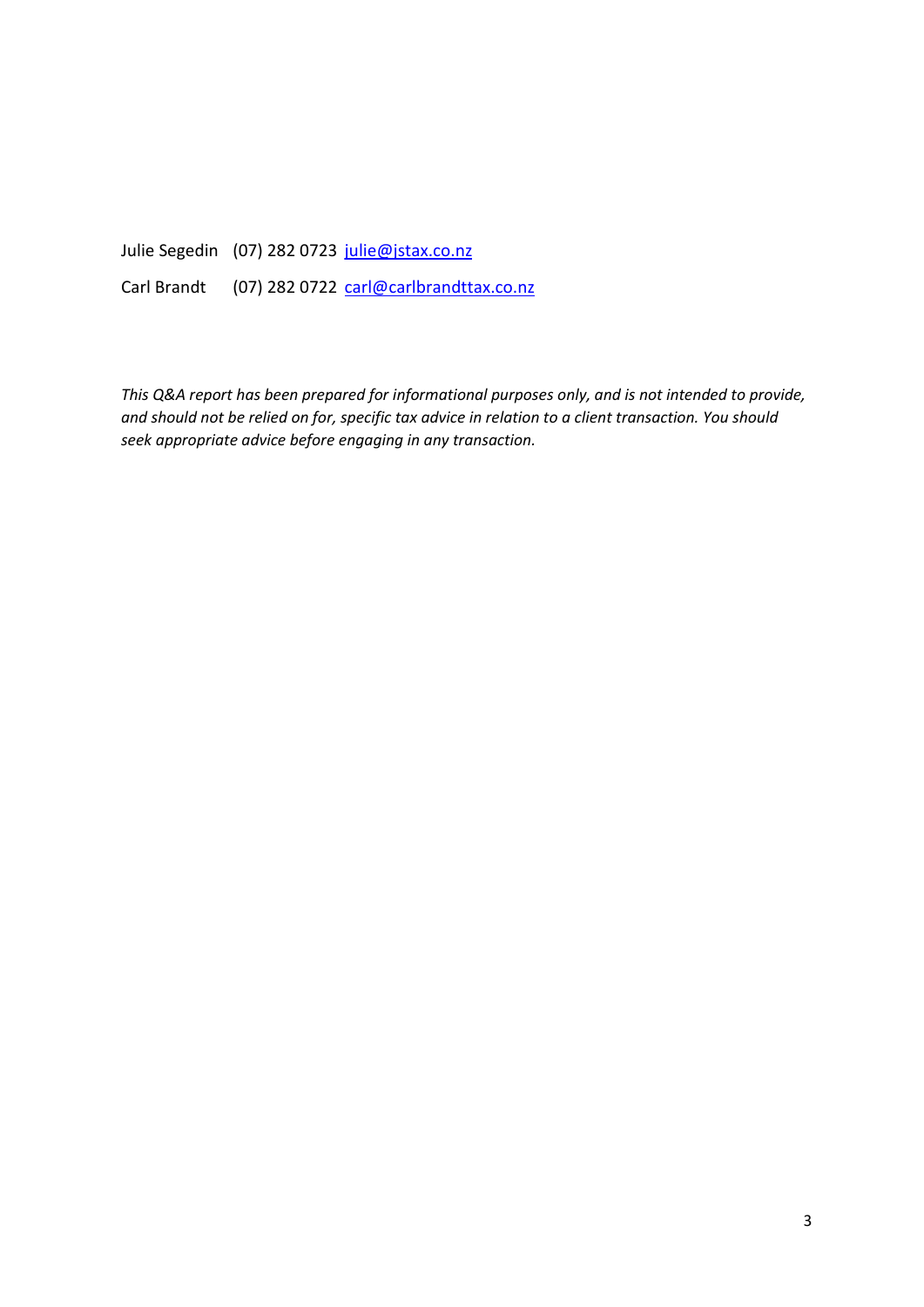Julie Segedin (07) 282 0723 [julie@jstax.co.nz](mailto:julie@jstax.co.nz)

Carl Brandt (07) 282 0722 [carl@carlbrandttax.co.nz](mailto:carl@carlbrandttax.co.nz)

*This Q&A report has been prepared for informational purposes only, and is not intended to provide, and should not be relied on for, specific tax advice in relation to a client transaction. You should seek appropriate advice before engaging in any transaction.*